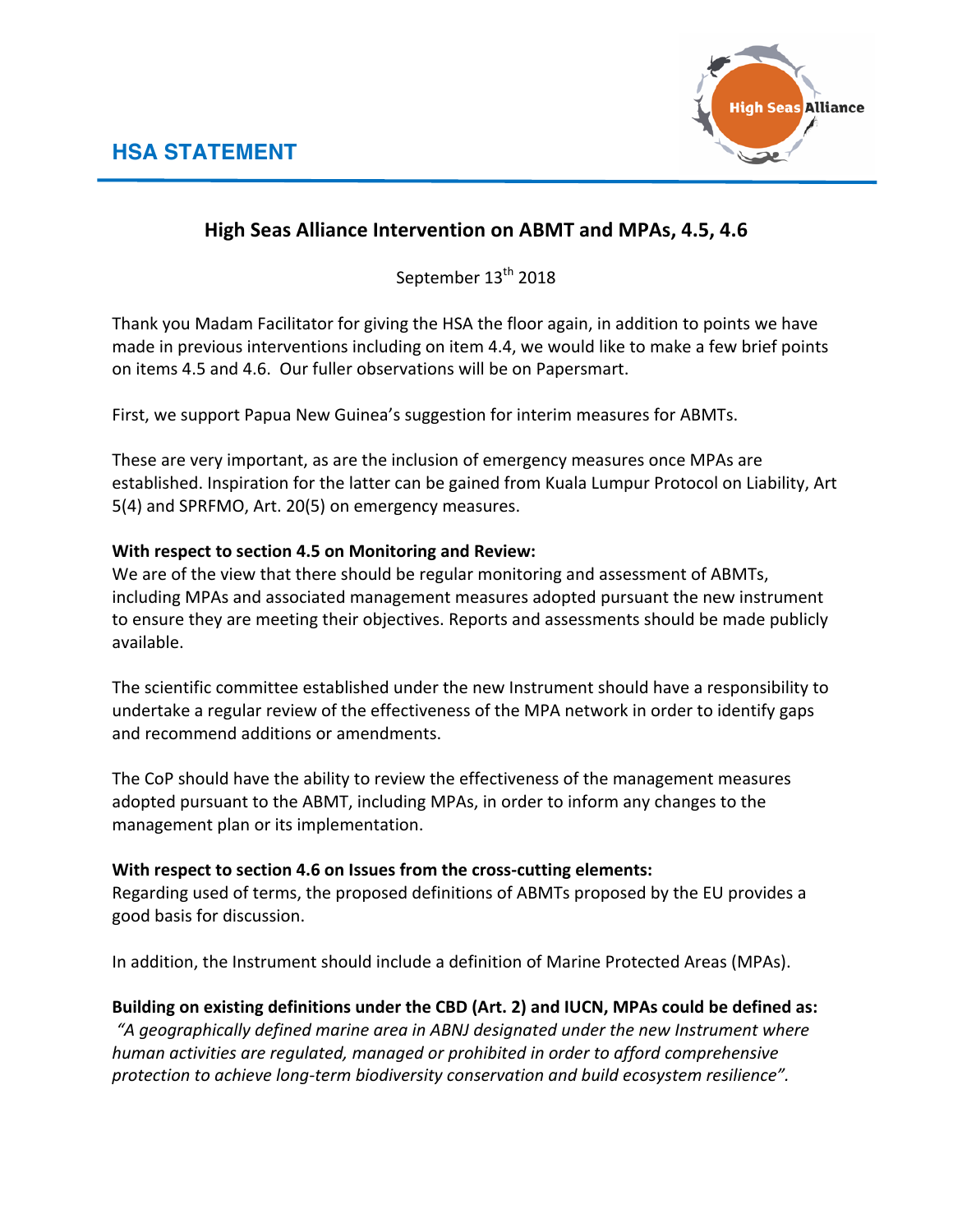## HSA STATEMENT

# High Seas Alliance Intervention on ABMT and MPAs, 4.5, 4.6

September 13th 2018

Thank you Madam Facilitator for giving the HSA the floor again, in addition to points we have made in previous interventions including on item 4.4, we would like to make a few brief points on items 4.5 and 4.6. Our fuller observations will be on Papersmart.

First, we support Papua New Guinea's suggestion for interim measures for ABMTs.

These are very important, as are the inclusion of emergency measures once MPAs are established. Inspiration for the latter can be gained from Kuala Lumpur Protocol on Liability, Art 5(4) and SPRFMO, Art. 20(5) on emergency measures.

**With respect to section 4.5 on Monitoring and Review:**
We are of the view that there should be regular monitoring and assessment of ABMTs, including MPAs and associated management measures adopted pursuant the new instrument to ensure they are meeting their objectives. Reports and assessments should be made publicly available.

The scientific committee established under the new Instrument should have a responsibility to undertake a regular review of the effectiveness of the MPA network in order to identify gaps and recommend additions or amendments.

The CoP should have the ability to review the effectiveness of the management measures adopted pursuant to the ABMT, including MPAs, in order to inform any changes to the management plan or its implementation.

**With respect to section 4.6 on Issues from the cross-cutting elements:**
Regarding used of terms, the proposed definitions of ABMTs proposed by the EU provides a good basis for discussion.

In addition, the Instrument should include a definition of Marine Protected Areas (MPAs).

**Building on existing definitions under the CBD (Art. 2) and IUCN, MPAs could be defined as:**
*"A geographically defined marine area in ABNJ designated under the new Instrument where human activities are regulated, managed or prohibited in order to afford comprehensive protection to achieve long-term biodiversity conservation and build ecosystem resilience".*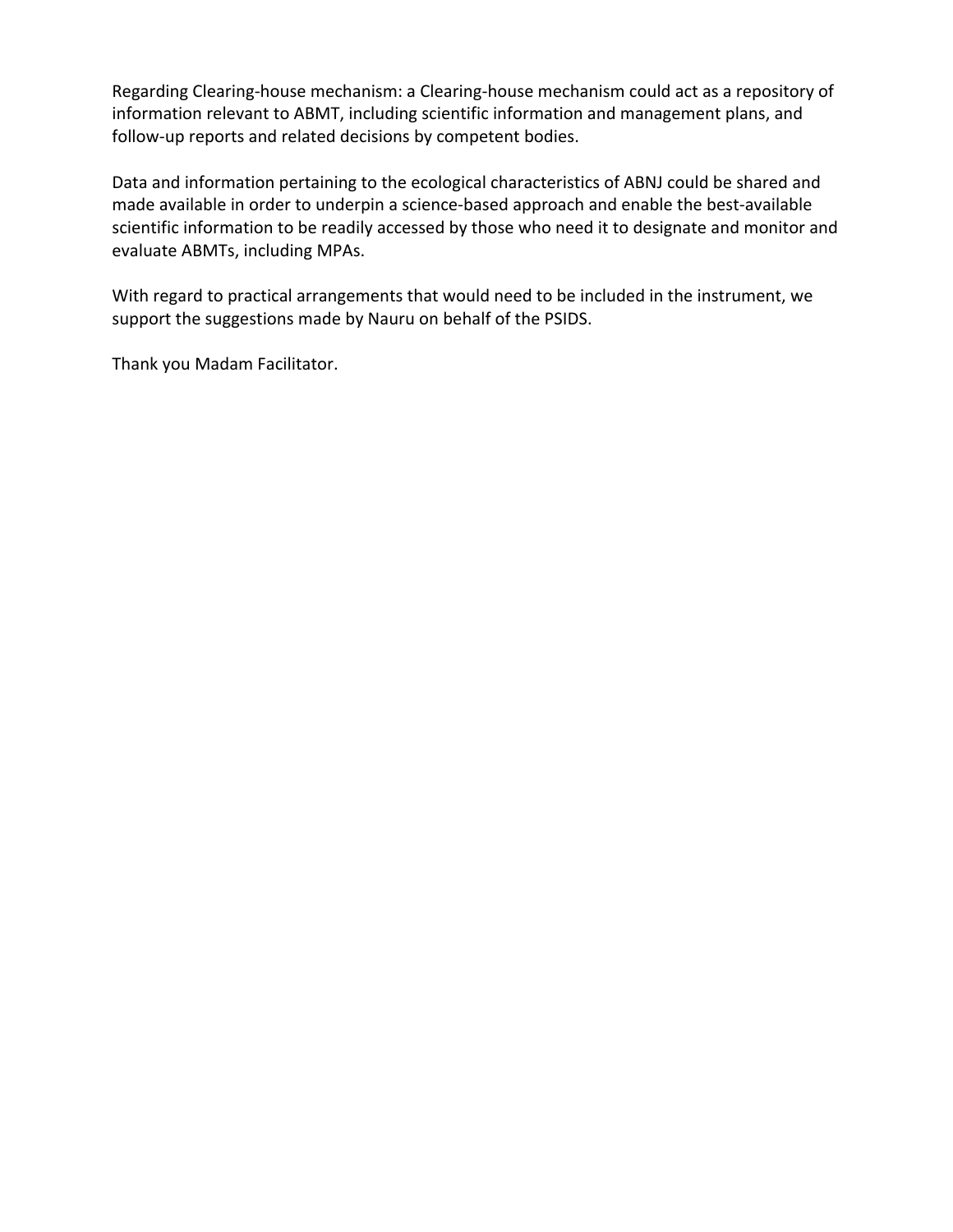Regarding Clearing-house mechanism: a Clearing-house mechanism could act as a repository of information relevant to ABMT, including scientific information and management plans, and follow-up reports and related decisions by competent bodies.

Data and information pertaining to the ecological characteristics of ABNJ could be shared and made available in order to underpin a science-based approach and enable the best-available scientific information to be readily accessed by those who need it to designate and monitor and evaluate ABMTs, including MPAs.

With regard to practical arrangements that would need to be included in the instrument, we support the suggestions made by Nauru on behalf of the PSIDS.

Thank you Madam Facilitator.